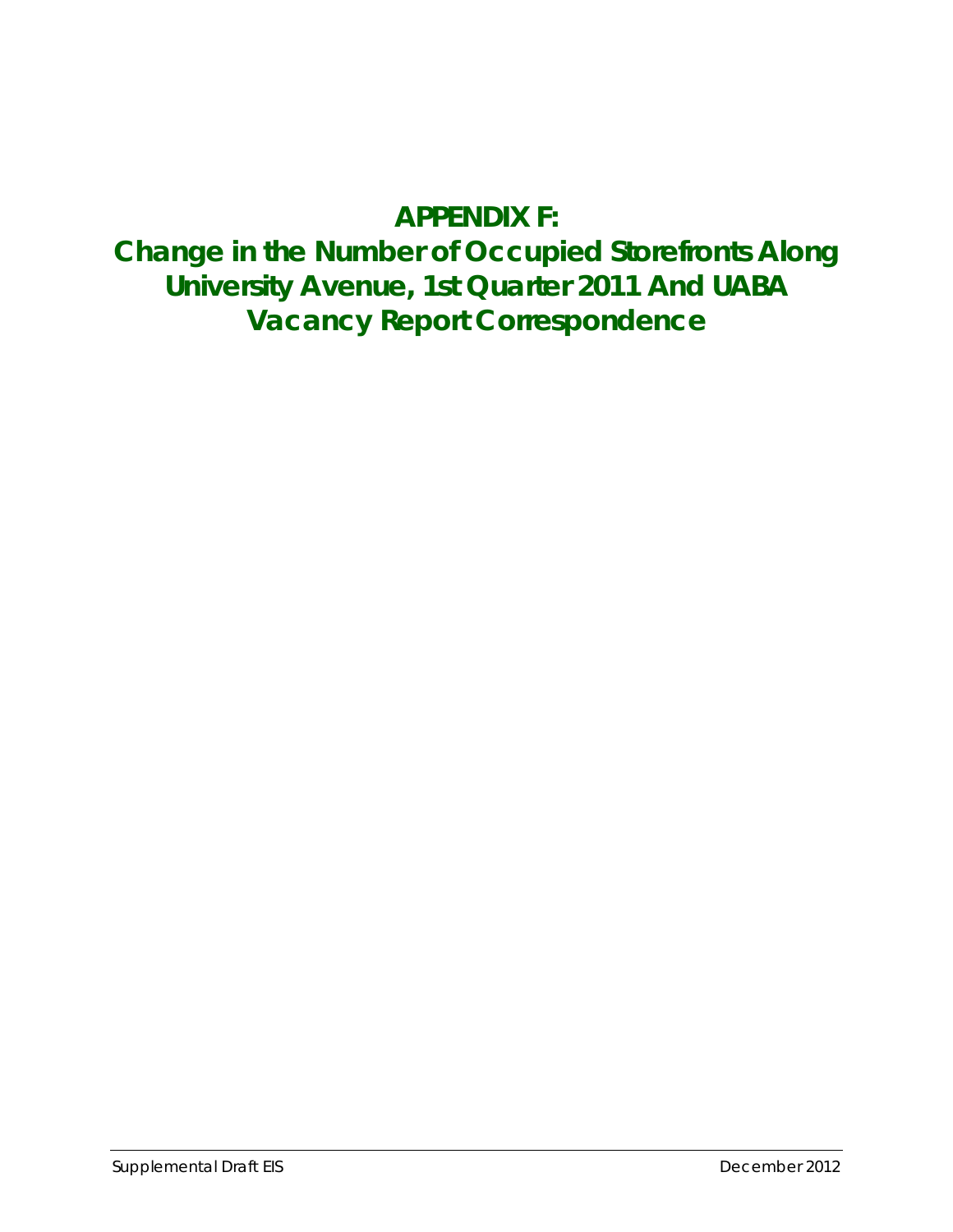# APPENDIX F:
# Change in the Number of Occupied Storefronts Along University Avenue, 1st Quarter 2011 And UABA Vacancy Report Correspondence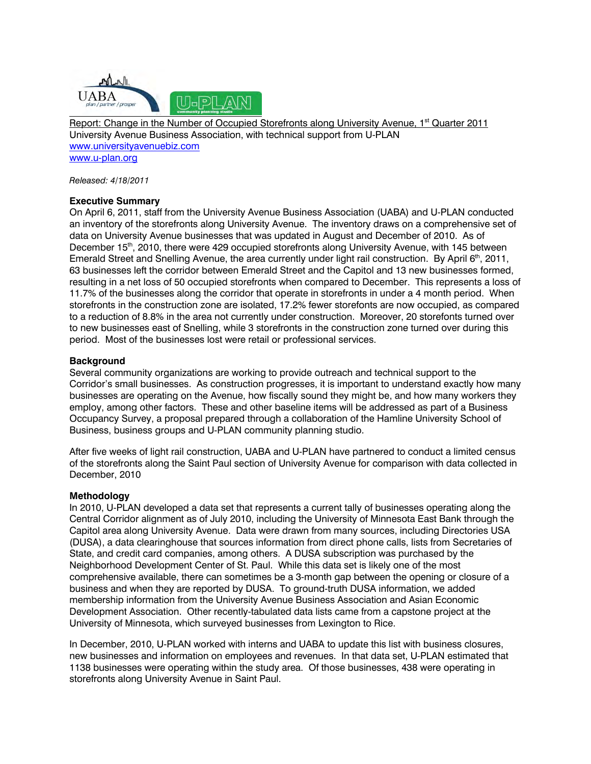Report: Change in the Number of Occupied Storefronts along University Avenue, 1st Quarter 2011

University Avenue Business Association, with technical support from U-PLAN

www.universityavenuebiz.com

www.u-plan.org

*Released: 4/18/2011*

**Executive Summary**

On April 6, 2011, staff from the University Avenue Business Association (UABA) and U-PLAN conducted an inventory of the storefronts along University Avenue. The inventory draws on a comprehensive set of data on University Avenue businesses that was updated in August and December of 2010. As of December 15th, 2010, there were 429 occupied storefronts along University Avenue, with 145 between Emerald Street and Snelling Avenue, the area currently under light rail construction. By April 6th, 2011, 63 businesses left the corridor between Emerald Street and the Capitol and 13 new businesses formed, resulting in a net loss of 50 occupied storefronts when compared to December. This represents a loss of 11.7% of the businesses along the corridor that operate in storefronts in under a 4 month period. When storefronts in the construction zone are isolated, 17.2% fewer storefonts are now occupied, as compared to a reduction of 8.8% in the area not currently under construction. Moreover, 20 storefonts turned over to new businesses east of Snelling, while 3 storefronts in the construction zone turned over during this period. Most of the businesses lost were retail or professional services.

**Background**

Several community organizations are working to provide outreach and technical support to the Corridor's small businesses. As construction progresses, it is important to understand exactly how many businesses are operating on the Avenue, how fiscally sound they might be, and how many workers they employ, among other factors. These and other baseline items will be addressed as part of a Business Occupancy Survey, a proposal prepared through a collaboration of the Hamline University School of Business, business groups and U-PLAN community planning studio.

After five weeks of light rail construction, UABA and U-PLAN have partnered to conduct a limited census of the storefronts along the Saint Paul section of University Avenue for comparison with data collected in December, 2010

**Methodology**

In 2010, U-PLAN developed a data set that represents a current tally of businesses operating along the Central Corridor alignment as of July 2010, including the University of Minnesota East Bank through the Capitol area along University Avenue. Data were drawn from many sources, including Directories USA (DUSA), a data clearinghouse that sources information from direct phone calls, lists from Secretaries of State, and credit card companies, among others. A DUSA subscription was purchased by the Neighborhood Development Center of St. Paul. While this data set is likely one of the most comprehensive available, there can sometimes be a 3-month gap between the opening or closure of a business and when they are reported by DUSA. To ground-truth DUSA information, we added membership information from the University Avenue Business Association and Asian Economic Development Association. Other recently-tabulated data lists came from a capstone project at the University of Minnesota, which surveyed businesses from Lexington to Rice.

In December, 2010, U-PLAN worked with interns and UABA to update this list with business closures, new businesses and information on employees and revenues. In that data set, U-PLAN estimated that 1138 businesses were operating within the study area. Of those businesses, 438 were operating in storefronts along University Avenue in Saint Paul.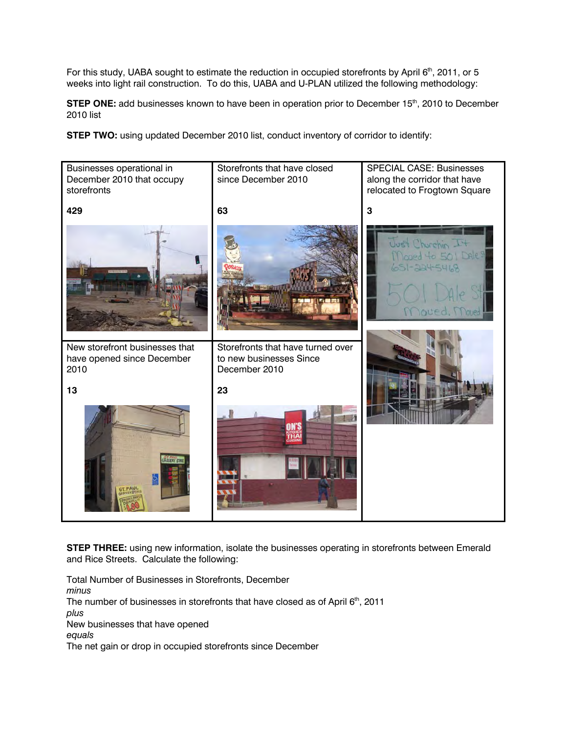For this study, UABA sought to estimate the reduction in occupied storefronts by April 6th, 2011, or 5 weeks into light rail construction. To do this, UABA and U-PLAN utilized the following methodology:

**STEP ONE:** add businesses known to have been in operation prior to December 15th, 2010 to December 2010 list

**STEP TWO:** using updated December 2010 list, conduct inventory of corridor to identify:

| Businesses operational in December 2010 that occupy storefronts | Storefronts that have closed since December 2010 | SPECIAL CASE: Businesses along the corridor that have relocated to Frogtown Square |
| --- | --- | --- |
| **429** | **63** | **3** |
| New storefront businesses that have opened since December 2010 | Storefronts that have turned over to new businesses Since December 2010 | |
| **13** | **23** | |

**STEP THREE:** using new information, isolate the businesses operating in storefronts between Emerald and Rice Streets. Calculate the following:

Total Number of Businesses in Storefronts, December
*minus*
The number of businesses in storefronts that have closed as of April 6th, 2011
*plus*
New businesses that have opened
*equals*
The net gain or drop in occupied storefronts since December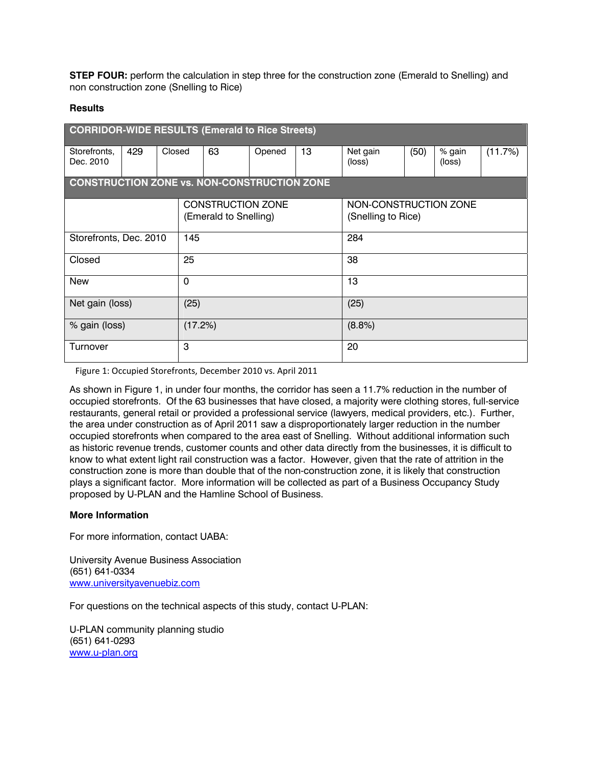**STEP FOUR:** perform the calculation in step three for the construction zone (Emerald to Snelling) and non construction zone (Snelling to Rice)

**Results**

| CORRIDOR-WIDE RESULTS (Emerald to Rice Streets) | | | | | | | | | |
|---|---|---|---|---|---|---|---|---|---|
| Storefronts, Dec. 2010 | 429 | Closed | 63 | Opened | 13 | Net gain (loss) | (50) | % gain (loss) | (11.7%) |

| CONSTRUCTION ZONE vs. NON-CONSTRUCTION ZONE | | |
|---|---|---|
| | CONSTRUCTION ZONE (Emerald to Snelling) | NON-CONSTRUCTION ZONE (Snelling to Rice) |
| Storefronts, Dec. 2010 | 145 | 284 |
| Closed | 25 | 38 |
| New | 0 | 13 |
| Net gain (loss) | (25) | (25) |
| % gain (loss) | (17.2%) | (8.8%) |
| Turnover | 3 | 20 |

Figure 1: Occupied Storefronts, December 2010 vs. April 2011

As shown in Figure 1, in under four months, the corridor has seen a 11.7% reduction in the number of occupied storefronts. Of the 63 businesses that have closed, a majority were clothing stores, full-service restaurants, general retail or provided a professional service (lawyers, medical providers, etc.). Further, the area under construction as of April 2011 saw a disproportionately larger reduction in the number occupied storefronts when compared to the area east of Snelling. Without additional information such as historic revenue trends, customer counts and other data directly from the businesses, it is difficult to know to what extent light rail construction was a factor. However, given that the rate of attrition in the construction zone is more than double that of the non-construction zone, it is likely that construction plays a significant factor. More information will be collected as part of a Business Occupancy Study proposed by U-PLAN and the Hamline School of Business.

**More Information**

For more information, contact UABA:

University Avenue Business Association
(651) 641-0334
www.universityavenuebiz.com

For questions on the technical aspects of this study, contact U-PLAN:

U-PLAN community planning studio
(651) 641-0293
www.u-plan.org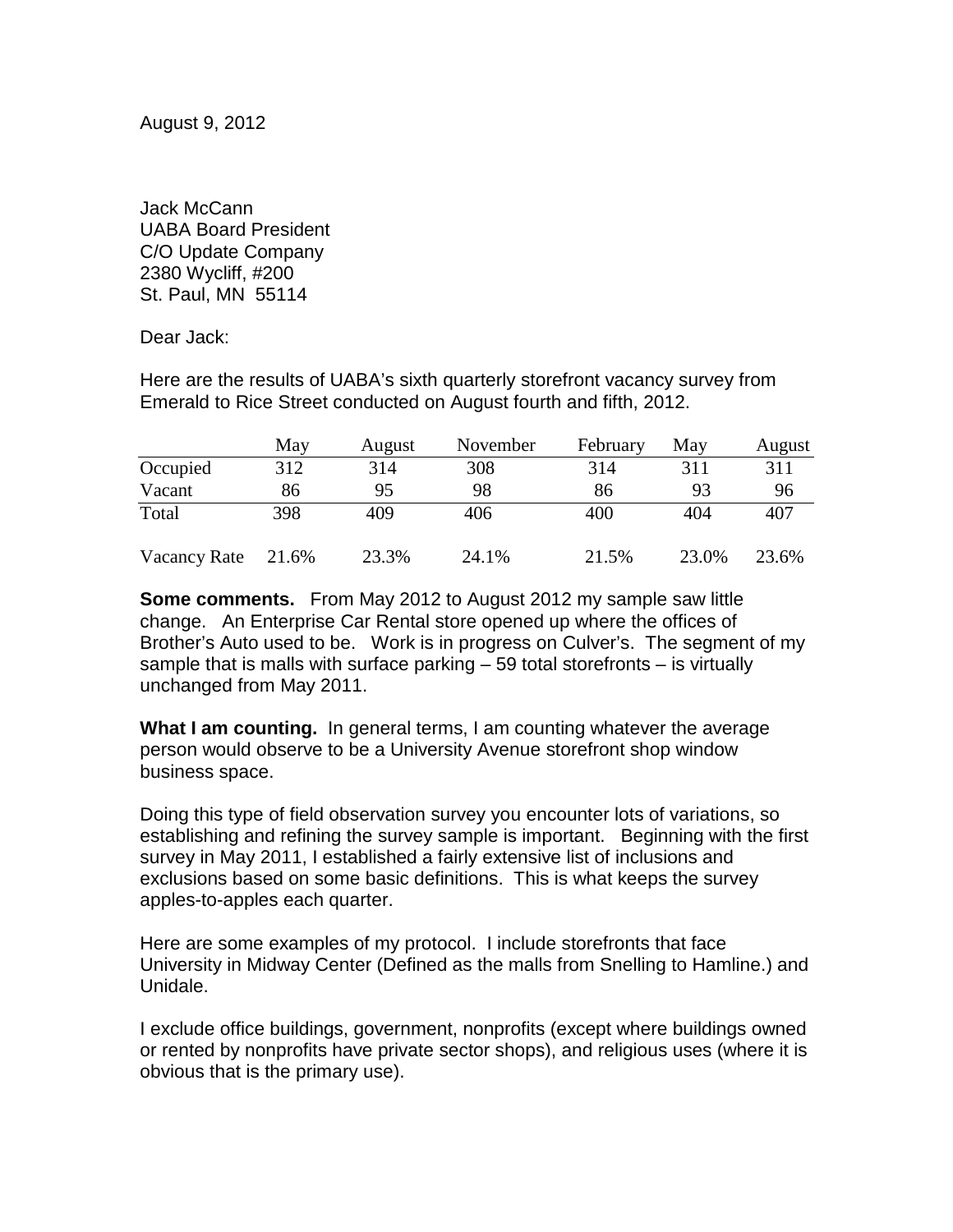August 9, 2012

Jack McCann
UABA Board President
C/O Update Company
2380 Wycliff, #200
St. Paul, MN 55114

Dear Jack:

Here are the results of UABA's sixth quarterly storefront vacancy survey from Emerald to Rice Street conducted on August fourth and fifth, 2012.

| | May | August | November | February | May | August |
|---|---|---|---|---|---|---|
| Occupied | 312 | 314 | 308 | 314 | 311 | 311 |
| Vacant | 86 | 95 | 98 | 86 | 93 | 96 |
| Total | 398 | 409 | 406 | 400 | 404 | 407 |
| Vacancy Rate | 21.6% | 23.3% | 24.1% | 21.5% | 23.0% | 23.6% |

**Some comments.** From May 2012 to August 2012 my sample saw little change. An Enterprise Car Rental store opened up where the offices of Brother's Auto used to be. Work is in progress on Culver's. The segment of my sample that is malls with surface parking – 59 total storefronts – is virtually unchanged from May 2011.

**What I am counting.** In general terms, I am counting whatever the average person would observe to be a University Avenue storefront shop window business space.

Doing this type of field observation survey you encounter lots of variations, so establishing and refining the survey sample is important. Beginning with the first survey in May 2011, I established a fairly extensive list of inclusions and exclusions based on some basic definitions. This is what keeps the survey apples-to-apples each quarter.

Here are some examples of my protocol. I include storefronts that face University in Midway Center (Defined as the malls from Snelling to Hamline.) and Unidale.

I exclude office buildings, government, nonprofits (except where buildings owned or rented by nonprofits have private sector shops), and religious uses (where it is obvious that is the primary use).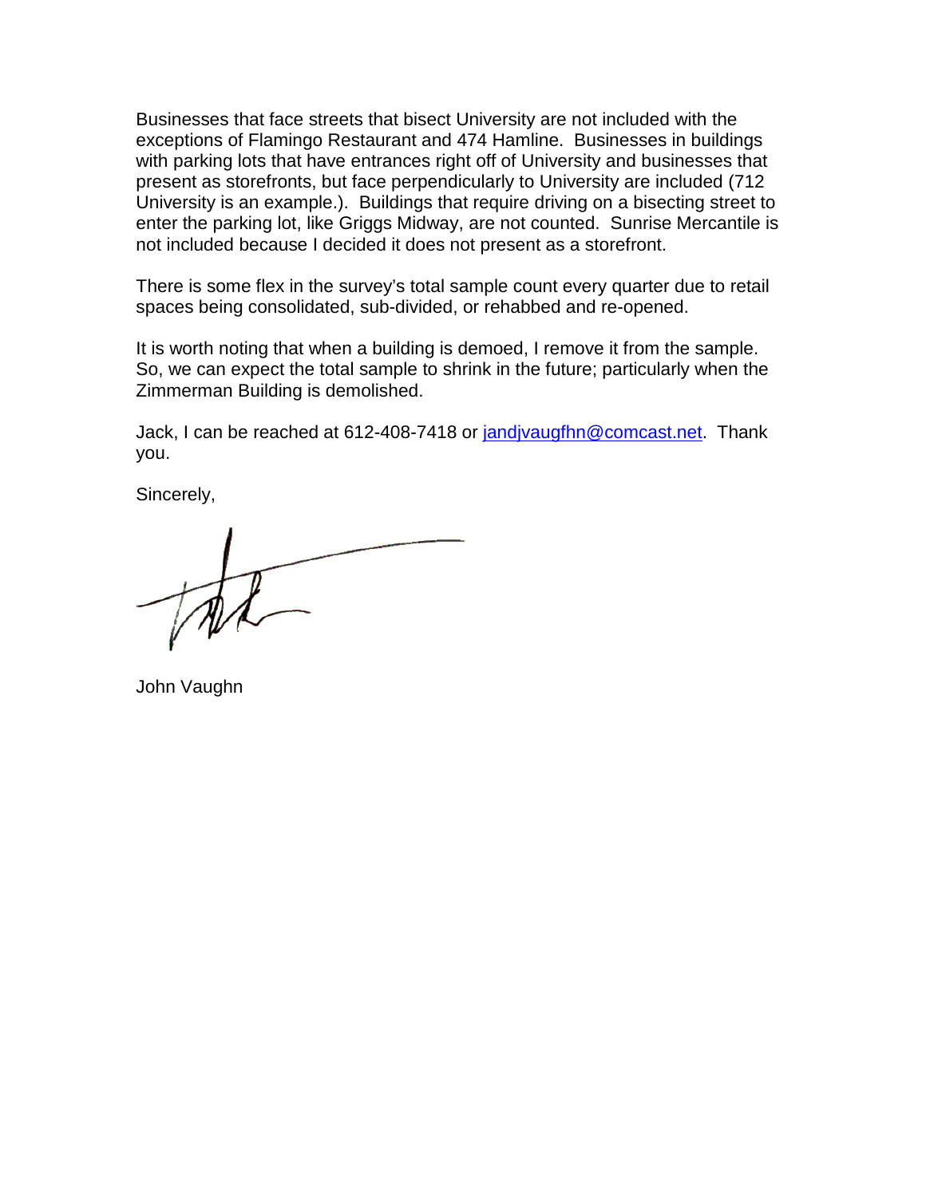Businesses that face streets that bisect University are not included with the exceptions of Flamingo Restaurant and 474 Hamline. Businesses in buildings with parking lots that have entrances right off of University and businesses that present as storefronts, but face perpendicularly to University are included (712 University is an example.). Buildings that require driving on a bisecting street to enter the parking lot, like Griggs Midway, are not counted. Sunrise Mercantile is not included because I decided it does not present as a storefront.

There is some flex in the survey's total sample count every quarter due to retail spaces being consolidated, sub-divided, or rehabbed and re-opened.

It is worth noting that when a building is demoed, I remove it from the sample. So, we can expect the total sample to shrink in the future; particularly when the Zimmerman Building is demolished.

Jack, I can be reached at 612-408-7418 or jandjvaugfhn@comcast.net. Thank you.

Sincerely,

John Vaughn